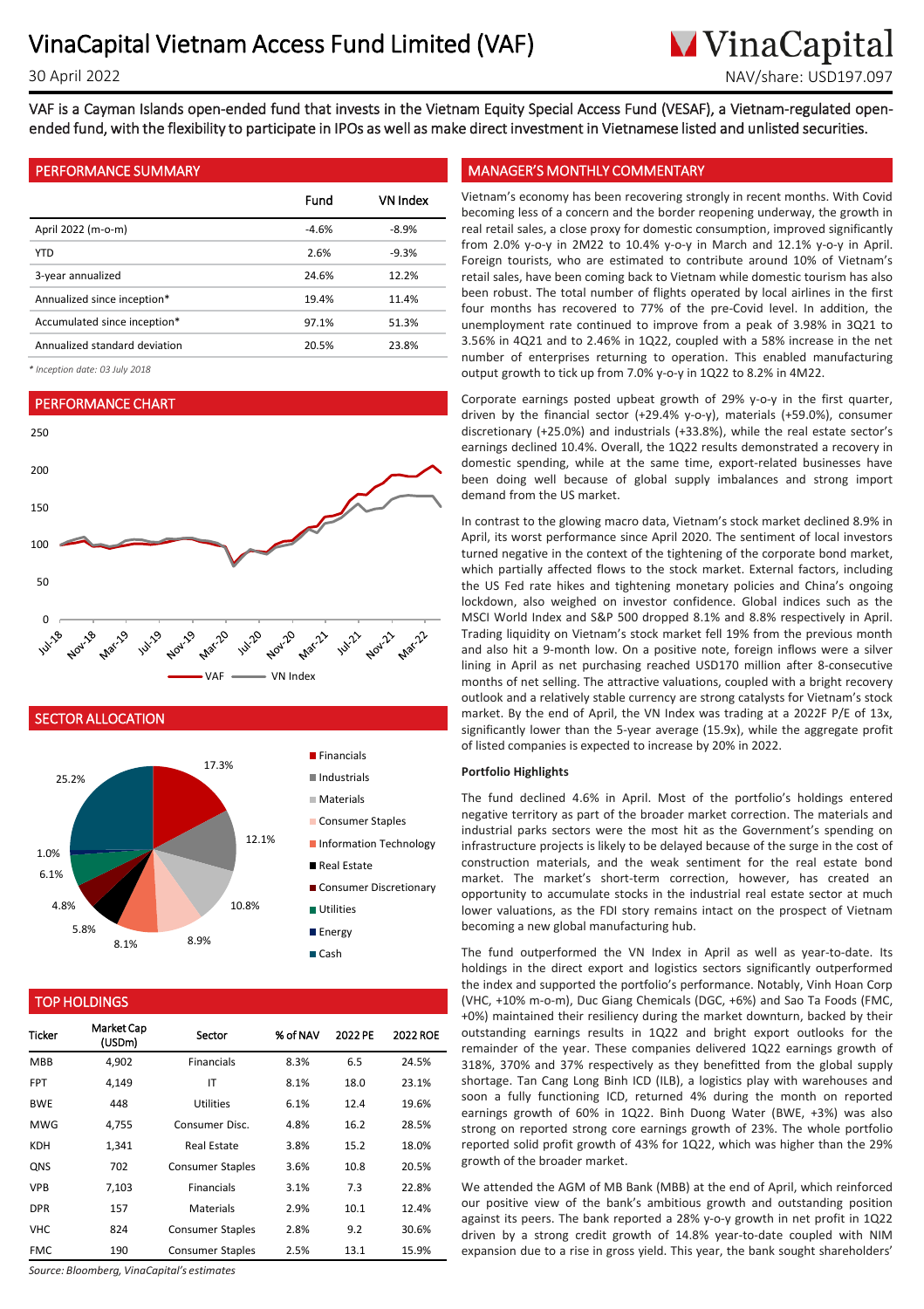# VinaCapital Vietnam Access Fund Limited (VAF)

30 April 2022

NAV/share: USD197.097

VAF is a Cayman Islands open-ended fund that invests in the Vietnam Equity Special Access Fund (VESAF), a Vietnam-regulated open-ended fund, with the flexibility to participate in IPOs as well as make direct investment in Vietnamese listed and unlisted securities.

## PERFORMANCE SUMMARY

| | Fund | VN Index |
|---|---|---|
| April 2022 (m-o-m) | -4.6% | -8.9% |
| YTD | 2.6% | -9.3% |
| 3-year annualized | 24.6% | 12.2% |
| Annualized since inception* | 19.4% | 11.4% |
| Accumulated since inception* | 97.1% | 51.3% |
| Annualized standard deviation | 20.5% | 23.8% |

*\* Inception date: 03 July 2018*

## PERFORMANCE CHART

VAF — VN Index

## SECTOR ALLOCATION

| Sector | % |
|---|---|
| Financials | 17.3% |
| Industrials | 12.1% |
| Materials | 10.8% |
| Consumer Staples | 8.9% |
| Information Technology | 8.1% |
| Real Estate | 5.8% |
| Consumer Discretionary | 4.8% |
| Utilities | 6.1% |
| Energy | 1.0% |
| Cash | 25.2% |

## TOP HOLDINGS

| Ticker | Market Cap (USDm) | Sector | % of NAV | 2022 PE | 2022 ROE |
|---|---|---|---|---|---|
| MBB | 4,902 | Financials | 8.3% | 6.5 | 24.5% |
| FPT | 4,149 | IT | 8.1% | 18.0 | 23.1% |
| BWE | 448 | Utilities | 6.1% | 12.4 | 19.6% |
| MWG | 4,755 | Consumer Disc. | 4.8% | 16.2 | 28.5% |
| KDH | 1,341 | Real Estate | 3.8% | 15.2 | 18.0% |
| QNS | 702 | Consumer Staples | 3.6% | 10.8 | 20.5% |
| VPB | 7,103 | Financials | 3.1% | 7.3 | 22.8% |
| DPR | 157 | Materials | 2.9% | 10.1 | 12.4% |
| VHC | 824 | Consumer Staples | 2.8% | 9.2 | 30.6% |
| FMC | 190 | Consumer Staples | 2.5% | 13.1 | 15.9% |

*Source: Bloomberg, VinaCapital's estimates*

## MANAGER'S MONTHLY COMMENTARY

Vietnam's economy has been recovering strongly in recent months. With Covid becoming less of a concern and the border reopening underway, the growth in real retail sales, a close proxy for domestic consumption, improved significantly from 2.0% y-o-y in 2M22 to 10.4% y-o-y in March and 12.1% y-o-y in April. Foreign tourists, who are estimated to contribute around 10% of Vietnam's retail sales, have been coming back to Vietnam while domestic tourism has also been robust. The total number of flights operated by local airlines in the first four months has recovered to 77% of the pre-Covid level. In addition, the unemployment rate continued to improve from a peak of 3.98% in 3Q21 to 3.56% in 4Q21 and to 2.46% in 1Q22, coupled with a 58% increase in the net number of enterprises returning to operation. This enabled manufacturing output growth to tick up from 7.0% y-o-y in 1Q22 to 8.2% in 4M22.

Corporate earnings posted upbeat growth of 29% y-o-y in the first quarter, driven by the financial sector (+29.4% y-o-y), materials (+59.0%), consumer discretionary (+25.0%) and industrials (+33.8%), while the real estate sector's earnings declined 10.4%. Overall, the 1Q22 results demonstrated a recovery in domestic spending, while at the same time, export-related businesses have been doing well because of global supply imbalances and strong import demand from the US market.

In contrast to the glowing macro data, Vietnam's stock market declined 8.9% in April, its worst performance since April 2020. The sentiment of local investors turned negative in the context of the tightening of the corporate bond market, which partially affected flows to the stock market. External factors, including the US Fed rate hikes and tightening monetary policies and China's ongoing lockdown, also weighed on investor confidence. Global indices such as the MSCI World Index and S&P 500 dropped 8.1% and 8.8% respectively in April. Trading liquidity on Vietnam's stock market fell 19% from the previous month and also hit a 9-month low. On a positive note, foreign inflows were a silver lining in April as net purchasing reached USD170 million after 8-consecutive months of net selling. The attractive valuations, coupled with a bright recovery outlook and a relatively stable currency are strong catalysts for Vietnam's stock market. By the end of April, the VN Index was trading at a 2022F P/E of 13x, significantly lower than the 5-year average (15.9x), while the aggregate profit of listed companies is expected to increase by 20% in 2022.

### Portfolio Highlights

The fund declined 4.6% in April. Most of the portfolio's holdings entered negative territory as part of the broader market correction. The materials and industrial parks sectors were the most hit as the Government's spending on infrastructure projects is likely to be delayed because of the surge in the cost of construction materials, and the weak sentiment for the real estate bond market. The market's short-term correction, however, has created an opportunity to accumulate stocks in the industrial real estate sector at much lower valuations, as the FDI story remains intact on the prospect of Vietnam becoming a new global manufacturing hub.

The fund outperformed the VN Index in April as well as year-to-date. Its holdings in the direct export and logistics sectors significantly outperformed the index and supported the portfolio's performance. Notably, Vinh Hoan Corp (VHC, +10% m-o-m), Duc Giang Chemicals (DGC, +6%) and Sao Ta Foods (FMC, +0%) maintained their resiliency during the market downturn, backed by their outstanding earnings results in 1Q22 and bright earnings outlooks for the remainder of the year. These companies delivered 1Q22 earnings growth of 318%, 370% and 37% respectively as they benefitted from the global supply shortage. Tan Cang Long Binh ICD (ILB), a logistics play with warehouses and soon a fully functioning ICD, returned 4% during the month on reported earnings growth of 60% in 1Q22. Binh Duong Water (BWE, +3%) was also strong on reported strong core earnings growth of 23%. The whole portfolio reported solid profit growth of 43% for 1Q22, which was higher than the 29% growth of the broader market.

We attended the AGM of MB Bank (MBB) at the end of April, which reinforced our positive view of the bank's ambitious growth and outstanding position against its peers. The bank reported a 28% y-o-y growth in net profit in 1Q22 driven by a strong credit growth of 14.8% year-to-date coupled with NIM expansion due to a rise in gross yield. This year, the bank sought shareholders'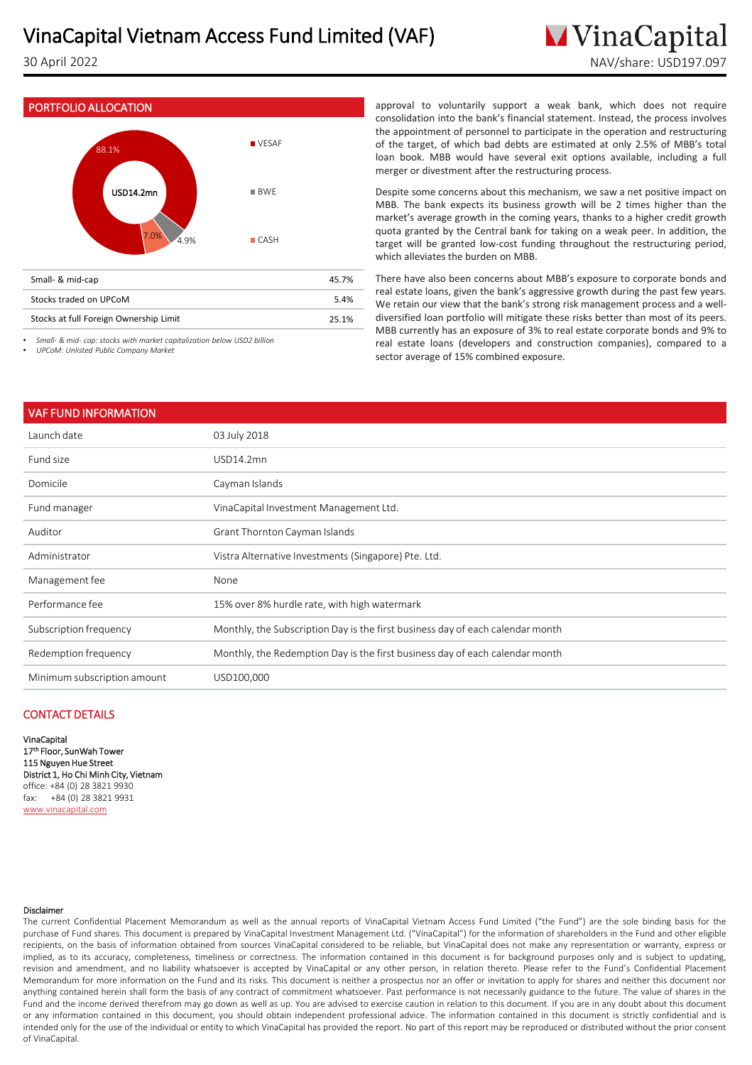## PORTFOLIO ALLOCATION

USD14.2mn

88.1%
7.0%
4.9%

VESAF
BWE
CASH

| | |
|---|---|
| Small- & mid-cap | 45.7% |
| Stocks traded on UPCoM | 5.4% |
| Stocks at full Foreign Ownership Limit | 25.1% |

- *Small- & mid- cap: stocks with market capitalization below USD2 billion*
- *UPCoM: Unlisted Public Company Market*

approval to voluntarily support a weak bank, which does not require consolidation into the bank's financial statement. Instead, the process involves the appointment of personnel to participate in the operation and restructuring of the target, of which bad debts are estimated at only 2.5% of MBB's total loan book. MBB would have several exit options available, including a full merger or divestment after the restructuring process.

Despite some concerns about this mechanism, we saw a net positive impact on MBB. The bank expects its business growth will be 2 times higher than the market's average growth in the coming years, thanks to a higher credit growth quota granted by the Central bank for taking on a weak peer. In addition, the target will be granted low-cost funding throughout the restructuring period, which alleviates the burden on MBB.

There have also been concerns about MBB's exposure to corporate bonds and real estate loans, given the bank's aggressive growth during the past few years. We retain our view that the bank's strong risk management process and a well-diversified loan portfolio will mitigate these risks better than most of its peers. MBB currently has an exposure of 3% to real estate corporate bonds and 9% to real estate loans (developers and construction companies), compared to a sector average of 15% combined exposure.

## VAF FUND INFORMATION

| | |
|---|---|
| Launch date | 03 July 2018 |
| Fund size | USD14.2mn |
| Domicile | Cayman Islands |
| Fund manager | VinaCapital Investment Management Ltd. |
| Auditor | Grant Thornton Cayman Islands |
| Administrator | Vistra Alternative Investments (Singapore) Pte. Ltd. |
| Management fee | None |
| Performance fee | 15% over 8% hurdle rate, with high watermark |
| Subscription frequency | Monthly, the Subscription Day is the first business day of each calendar month |
| Redemption frequency | Monthly, the Redemption Day is the first business day of each calendar month |
| Minimum subscription amount | USD100,000 |

## CONTACT DETAILS

**VinaCapital**
**17th Floor, SunWah Tower**
**115 Nguyen Hue Street**
**District 1, Ho Chi Minh City, Vietnam**
office: +84 (0) 28 3821 9930
fax: +84 (0) 28 3821 9931
www.vinacapital.com

**Disclaimer**

The current Confidential Placement Memorandum as well as the annual reports of VinaCapital Vietnam Access Fund Limited ("the Fund") are the sole binding basis for the purchase of Fund shares. This document is prepared by VinaCapital Investment Management Ltd. ("VinaCapital") for the information of shareholders in the Fund and other eligible recipients, on the basis of information obtained from sources VinaCapital considered to be reliable, but VinaCapital does not make any representation or warranty, express or implied, as to its accuracy, completeness, timeliness or correctness. The information contained in this document is for background purposes only and is subject to updating, revision and amendment, and no liability whatsoever is accepted by VinaCapital or any other person, in relation thereto. Please refer to the Fund's Confidential Placement Memorandum for more information on the Fund and its risks. This document is neither a prospectus nor an offer or invitation to apply for shares and neither this document nor anything contained herein shall form the basis of any contract of commitment whatsoever. Past performance is not necessarily guidance to the future. The value of shares in the Fund and the income derived therefrom may go down as well as up. You are advised to exercise caution in relation to this document. If you are in any doubt about this document or any information contained in this document, you should obtain independent professional advice. The information contained in this document is strictly confidential and is intended only for the use of the individual or entity to which VinaCapital has provided the report. No part of this report may be reproduced or distributed without the prior consent of VinaCapital.